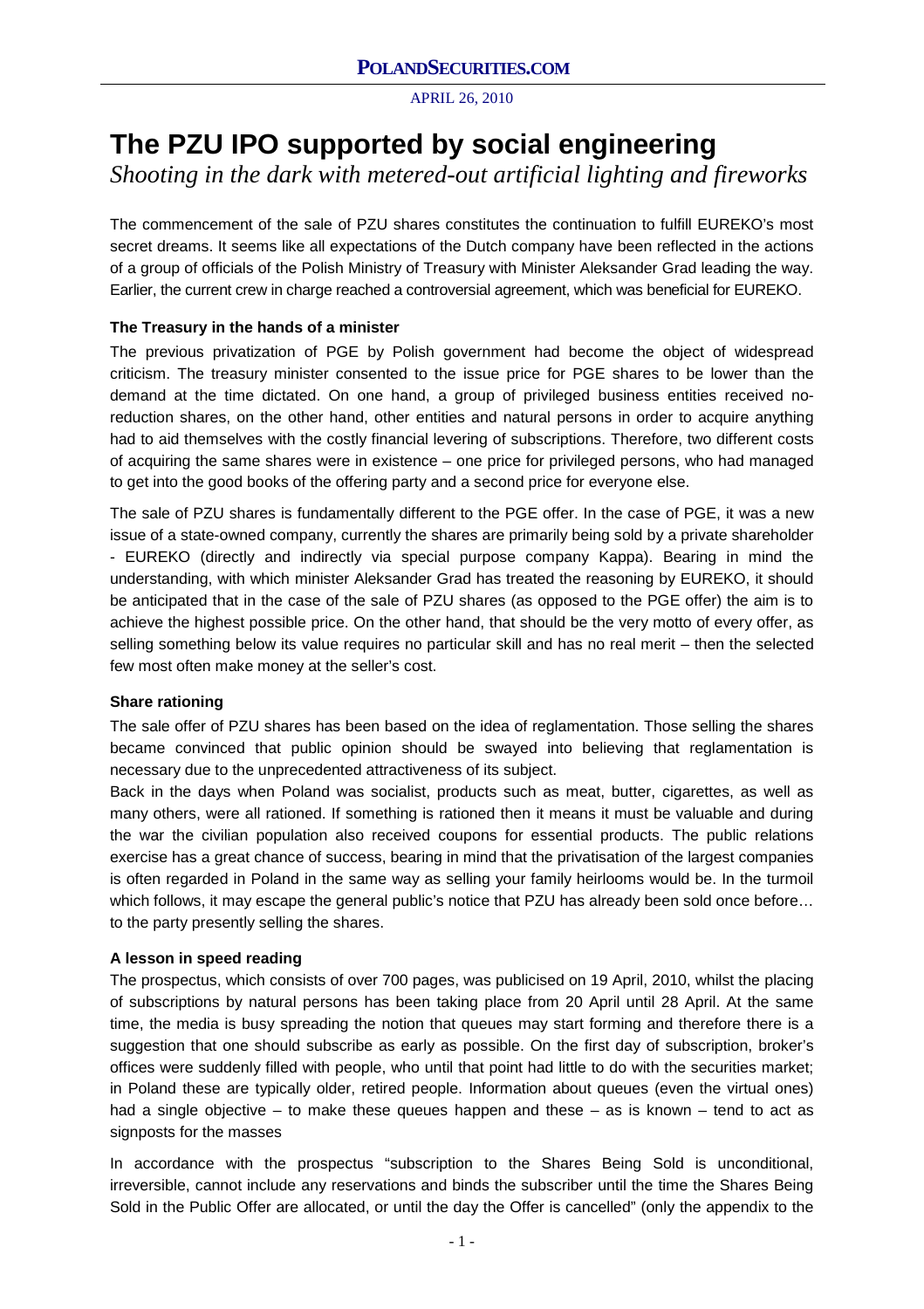# The PZU IPO supported by social engineering

*Shooting in the dark with metered-out artificial lighting and fireworks*

The commencement of the sale of PZU shares constitutes the continuation to fulfill EUREKO's most secret dreams. It seems like all expectations of the Dutch company have been reflected in the actions of a group of officials of the Polish Ministry of Treasury with Minister Aleksander Grad leading the way. Earlier, the current crew in charge reached a controversial agreement, which was beneficial for EUREKO.

**The Treasury in the hands of a minister**

The previous privatization of PGE by Polish government had become the object of widespread criticism. The treasury minister consented to the issue price for PGE shares to be lower than the demand at the time dictated. On one hand, a group of privileged business entities received no-reduction shares, on the other hand, other entities and natural persons in order to acquire anything had to aid themselves with the costly financial levering of subscriptions. Therefore, two different costs of acquiring the same shares were in existence – one price for privileged persons, who had managed to get into the good books of the offering party and a second price for everyone else.

The sale of PZU shares is fundamentally different to the PGE offer. In the case of PGE, it was a new issue of a state-owned company, currently the shares are primarily being sold by a private shareholder - EUREKO (directly and indirectly via special purpose company Kappa). Bearing in mind the understanding, with which minister Aleksander Grad has treated the reasoning by EUREKO, it should be anticipated that in the case of the sale of PZU shares (as opposed to the PGE offer) the aim is to achieve the highest possible price. On the other hand, that should be the very motto of every offer, as selling something below its value requires no particular skill and has no real merit – then the selected few most often make money at the seller's cost.

**Share rationing**

The sale offer of PZU shares has been based on the idea of reglamentation. Those selling the shares became convinced that public opinion should be swayed into believing that reglamentation is necessary due to the unprecedented attractiveness of its subject.

Back in the days when Poland was socialist, products such as meat, butter, cigarettes, as well as many others, were all rationed. If something is rationed then it means it must be valuable and during the war the civilian population also received coupons for essential products. The public relations exercise has a great chance of success, bearing in mind that the privatisation of the largest companies is often regarded in Poland in the same way as selling your family heirlooms would be. In the turmoil which follows, it may escape the general public's notice that PZU has already been sold once before… to the party presently selling the shares.

**A lesson in speed reading**

The prospectus, which consists of over 700 pages, was publicised on 19 April, 2010, whilst the placing of subscriptions by natural persons has been taking place from 20 April until 28 April. At the same time, the media is busy spreading the notion that queues may start forming and therefore there is a suggestion that one should subscribe as early as possible. On the first day of subscription, broker's offices were suddenly filled with people, who until that point had little to do with the securities market; in Poland these are typically older, retired people. Information about queues (even the virtual ones) had a single objective – to make these queues happen and these – as is known – tend to act as signposts for the masses

In accordance with the prospectus "subscription to the Shares Being Sold is unconditional, irreversible, cannot include any reservations and binds the subscriber until the time the Shares Being Sold in the Public Offer are allocated, or until the day the Offer is cancelled" (only the appendix to the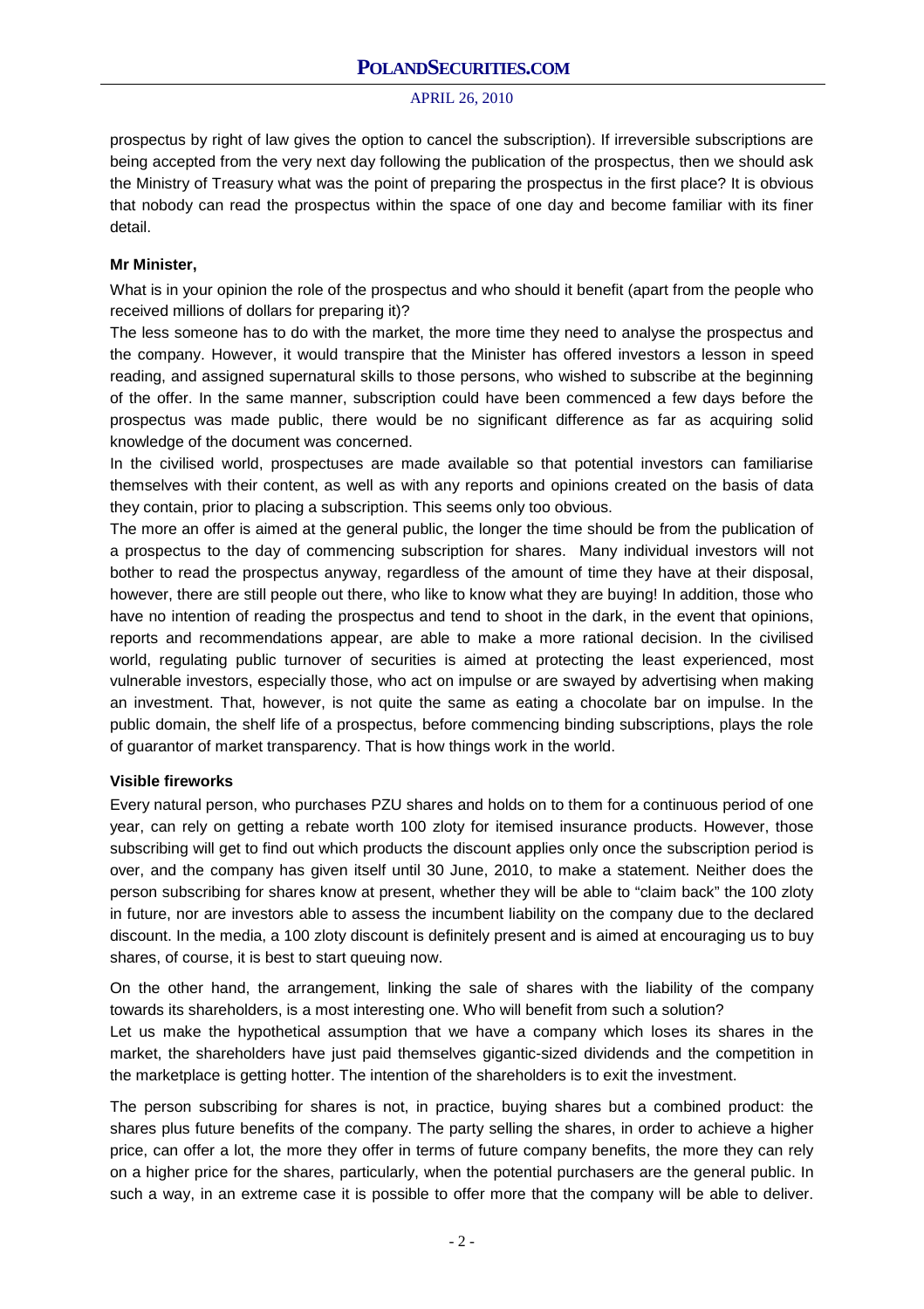prospectus by right of law gives the option to cancel the subscription). If irreversible subscriptions are being accepted from the very next day following the publication of the prospectus, then we should ask the Ministry of Treasury what was the point of preparing the prospectus in the first place? It is obvious that nobody can read the prospectus within the space of one day and become familiar with its finer detail.

**Mr Minister,**

What is in your opinion the role of the prospectus and who should it benefit (apart from the people who received millions of dollars for preparing it)?

The less someone has to do with the market, the more time they need to analyse the prospectus and the company. However, it would transpire that the Minister has offered investors a lesson in speed reading, and assigned supernatural skills to those persons, who wished to subscribe at the beginning of the offer. In the same manner, subscription could have been commenced a few days before the prospectus was made public, there would be no significant difference as far as acquiring solid knowledge of the document was concerned.

In the civilised world, prospectuses are made available so that potential investors can familiarise themselves with their content, as well as with any reports and opinions created on the basis of data they contain, prior to placing a subscription. This seems only too obvious.

The more an offer is aimed at the general public, the longer the time should be from the publication of a prospectus to the day of commencing subscription for shares. Many individual investors will not bother to read the prospectus anyway, regardless of the amount of time they have at their disposal, however, there are still people out there, who like to know what they are buying! In addition, those who have no intention of reading the prospectus and tend to shoot in the dark, in the event that opinions, reports and recommendations appear, are able to make a more rational decision. In the civilised world, regulating public turnover of securities is aimed at protecting the least experienced, most vulnerable investors, especially those, who act on impulse or are swayed by advertising when making an investment. That, however, is not quite the same as eating a chocolate bar on impulse. In the public domain, the shelf life of a prospectus, before commencing binding subscriptions, plays the role of guarantor of market transparency. That is how things work in the world.

**Visible fireworks**

Every natural person, who purchases PZU shares and holds on to them for a continuous period of one year, can rely on getting a rebate worth 100 zloty for itemised insurance products. However, those subscribing will get to find out which products the discount applies only once the subscription period is over, and the company has given itself until 30 June, 2010, to make a statement. Neither does the person subscribing for shares know at present, whether they will be able to "claim back" the 100 zloty in future, nor are investors able to assess the incumbent liability on the company due to the declared discount. In the media, a 100 zloty discount is definitely present and is aimed at encouraging us to buy shares, of course, it is best to start queuing now.

On the other hand, the arrangement, linking the sale of shares with the liability of the company towards its shareholders, is a most interesting one. Who will benefit from such a solution?

Let us make the hypothetical assumption that we have a company which loses its shares in the market, the shareholders have just paid themselves gigantic-sized dividends and the competition in the marketplace is getting hotter. The intention of the shareholders is to exit the investment.

The person subscribing for shares is not, in practice, buying shares but a combined product: the shares plus future benefits of the company. The party selling the shares, in order to achieve a higher price, can offer a lot, the more they offer in terms of future company benefits, the more they can rely on a higher price for the shares, particularly, when the potential purchasers are the general public. In such a way, in an extreme case it is possible to offer more that the company will be able to deliver.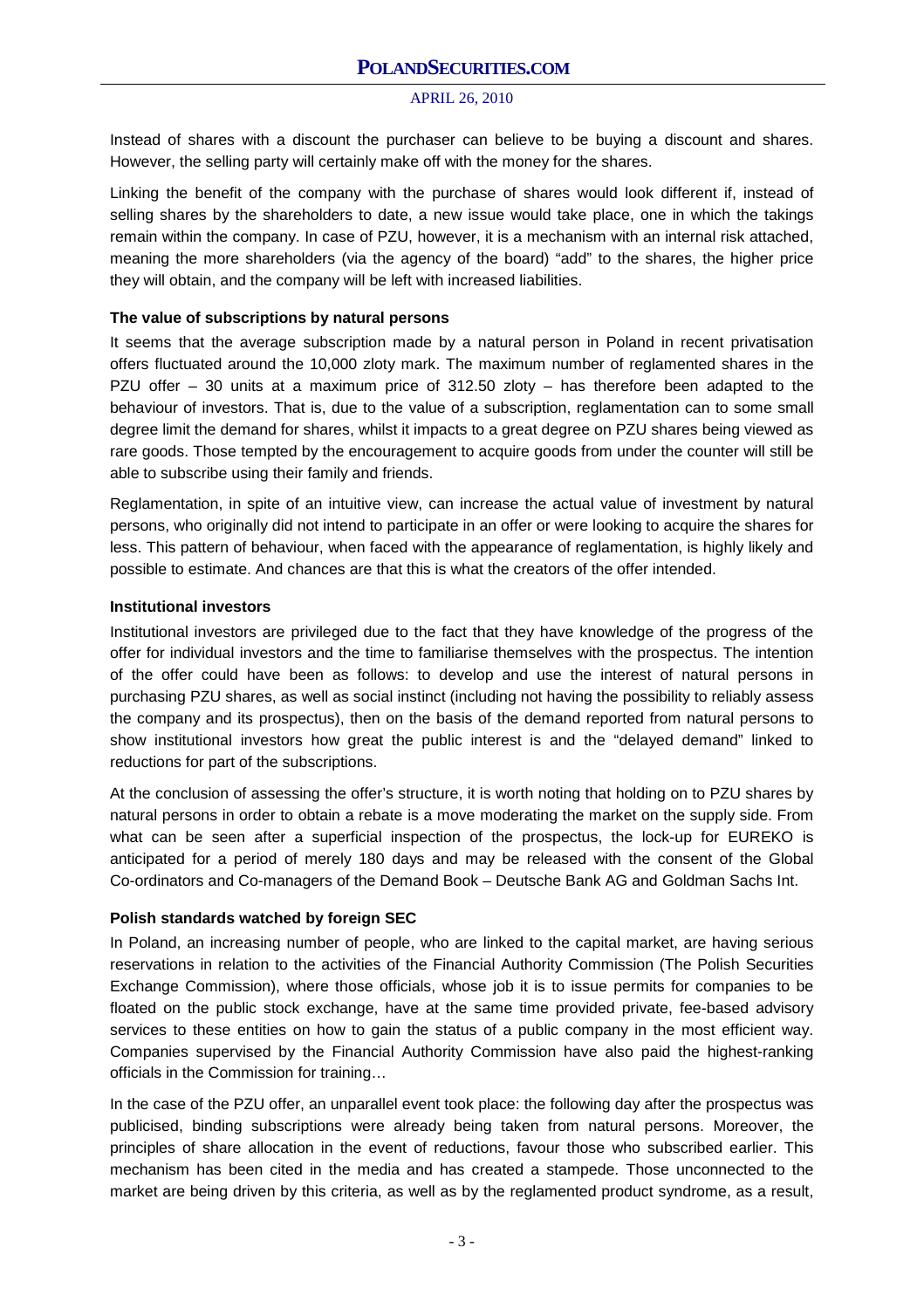Instead of shares with a discount the purchaser can believe to be buying a discount and shares. However, the selling party will certainly make off with the money for the shares.

Linking the benefit of the company with the purchase of shares would look different if, instead of selling shares by the shareholders to date, a new issue would take place, one in which the takings remain within the company. In case of PZU, however, it is a mechanism with an internal risk attached, meaning the more shareholders (via the agency of the board) "add" to the shares, the higher price they will obtain, and the company will be left with increased liabilities.

**The value of subscriptions by natural persons**

It seems that the average subscription made by a natural person in Poland in recent privatisation offers fluctuated around the 10,000 zloty mark. The maximum number of reglamented shares in the PZU offer – 30 units at a maximum price of 312.50 zloty – has therefore been adapted to the behaviour of investors. That is, due to the value of a subscription, reglamentation can to some small degree limit the demand for shares, whilst it impacts to a great degree on PZU shares being viewed as rare goods. Those tempted by the encouragement to acquire goods from under the counter will still be able to subscribe using their family and friends.

Reglamentation, in spite of an intuitive view, can increase the actual value of investment by natural persons, who originally did not intend to participate in an offer or were looking to acquire the shares for less. This pattern of behaviour, when faced with the appearance of reglamentation, is highly likely and possible to estimate. And chances are that this is what the creators of the offer intended.

**Institutional investors**

Institutional investors are privileged due to the fact that they have knowledge of the progress of the offer for individual investors and the time to familiarise themselves with the prospectus. The intention of the offer could have been as follows: to develop and use the interest of natural persons in purchasing PZU shares, as well as social instinct (including not having the possibility to reliably assess the company and its prospectus), then on the basis of the demand reported from natural persons to show institutional investors how great the public interest is and the "delayed demand" linked to reductions for part of the subscriptions.

At the conclusion of assessing the offer's structure, it is worth noting that holding on to PZU shares by natural persons in order to obtain a rebate is a move moderating the market on the supply side. From what can be seen after a superficial inspection of the prospectus, the lock-up for EUREKO is anticipated for a period of merely 180 days and may be released with the consent of the Global Co-ordinators and Co-managers of the Demand Book – Deutsche Bank AG and Goldman Sachs Int.

**Polish standards watched by foreign SEC**

In Poland, an increasing number of people, who are linked to the capital market, are having serious reservations in relation to the activities of the Financial Authority Commission (The Polish Securities Exchange Commission), where those officials, whose job it is to issue permits for companies to be floated on the public stock exchange, have at the same time provided private, fee-based advisory services to these entities on how to gain the status of a public company in the most efficient way. Companies supervised by the Financial Authority Commission have also paid the highest-ranking officials in the Commission for training…

In the case of the PZU offer, an unparallel event took place: the following day after the prospectus was publicised, binding subscriptions were already being taken from natural persons. Moreover, the principles of share allocation in the event of reductions, favour those who subscribed earlier. This mechanism has been cited in the media and has created a stampede. Those unconnected to the market are being driven by this criteria, as well as by the reglamented product syndrome, as a result,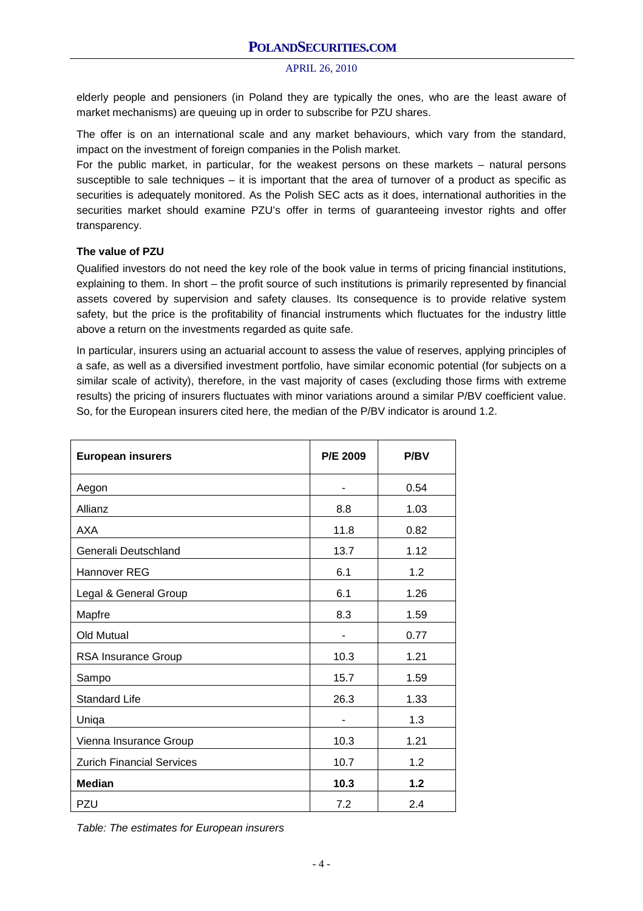elderly people and pensioners (in Poland they are typically the ones, who are the least aware of market mechanisms) are queuing up in order to subscribe for PZU shares.

The offer is on an international scale and any market behaviours, which vary from the standard, impact on the investment of foreign companies in the Polish market.

For the public market, in particular, for the weakest persons on these markets – natural persons susceptible to sale techniques – it is important that the area of turnover of a product as specific as securities is adequately monitored. As the Polish SEC acts as it does, international authorities in the securities market should examine PZU's offer in terms of guaranteeing investor rights and offer transparency.

**The value of PZU**

Qualified investors do not need the key role of the book value in terms of pricing financial institutions, explaining to them. In short – the profit source of such institutions is primarily represented by financial assets covered by supervision and safety clauses. Its consequence is to provide relative system safety, but the price is the profitability of financial instruments which fluctuates for the industry little above a return on the investments regarded as quite safe.

In particular, insurers using an actuarial account to assess the value of reserves, applying principles of a safe, as well as a diversified investment portfolio, have similar economic potential (for subjects on a similar scale of activity), therefore, in the vast majority of cases (excluding those firms with extreme results) the pricing of insurers fluctuates with minor variations around a similar P/BV coefficient value. So, for the European insurers cited here, the median of the P/BV indicator is around 1.2.

| **European insurers** | **P/E 2009** | **P/BV** |
|---|---|---|
| Aegon | - | 0.54 |
| Allianz | 8.8 | 1.03 |
| AXA | 11.8 | 0.82 |
| Generali Deutschland | 13.7 | 1.12 |
| Hannover REG | 6.1 | 1.2 |
| Legal & General Group | 6.1 | 1.26 |
| Mapfre | 8.3 | 1.59 |
| Old Mutual | - | 0.77 |
| RSA Insurance Group | 10.3 | 1.21 |
| Sampo | 15.7 | 1.59 |
| Standard Life | 26.3 | 1.33 |
| Uniqa | - | 1.3 |
| Vienna Insurance Group | 10.3 | 1.21 |
| Zurich Financial Services | 10.7 | 1.2 |
| **Median** | **10.3** | **1.2** |
| PZU | 7.2 | 2.4 |

*Table: The estimates for European insurers*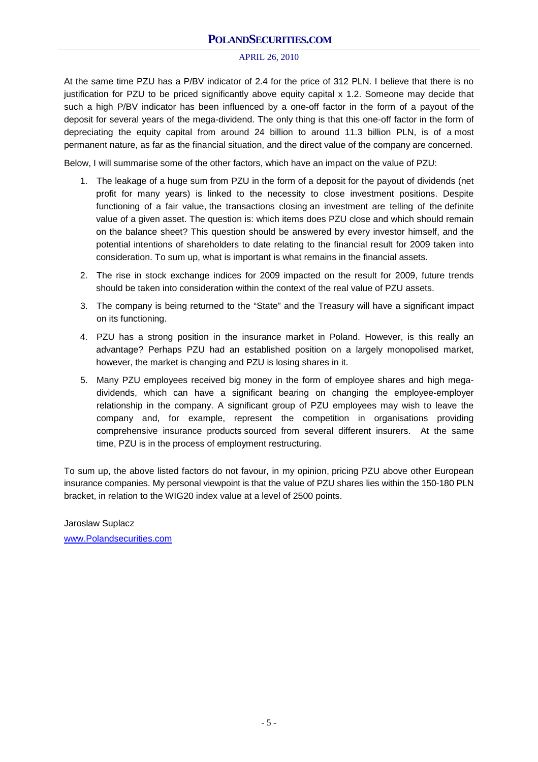At the same time PZU has a P/BV indicator of 2.4 for the price of 312 PLN. I believe that there is no justification for PZU to be priced significantly above equity capital x 1.2. Someone may decide that such a high P/BV indicator has been influenced by a one-off factor in the form of a payout of the deposit for several years of the mega-dividend. The only thing is that this one-off factor in the form of depreciating the equity capital from around 24 billion to around 11.3 billion PLN, is of a most permanent nature, as far as the financial situation, and the direct value of the company are concerned.

Below, I will summarise some of the other factors, which have an impact on the value of PZU:

1. The leakage of a huge sum from PZU in the form of a deposit for the payout of dividends (net profit for many years) is linked to the necessity to close investment positions. Despite functioning of a fair value, the transactions closing an investment are telling of the definite value of a given asset. The question is: which items does PZU close and which should remain on the balance sheet? This question should be answered by every investor himself, and the potential intentions of shareholders to date relating to the financial result for 2009 taken into consideration. To sum up, what is important is what remains in the financial assets.
2. The rise in stock exchange indices for 2009 impacted on the result for 2009, future trends should be taken into consideration within the context of the real value of PZU assets.
3. The company is being returned to the "State" and the Treasury will have a significant impact on its functioning.
4. PZU has a strong position in the insurance market in Poland. However, is this really an advantage? Perhaps PZU had an established position on a largely monopolised market, however, the market is changing and PZU is losing shares in it.
5. Many PZU employees received big money in the form of employee shares and high mega-dividends, which can have a significant bearing on changing the employee-employer relationship in the company. A significant group of PZU employees may wish to leave the company and, for example, represent the competition in organisations providing comprehensive insurance products sourced from several different insurers. At the same time, PZU is in the process of employment restructuring.

To sum up, the above listed factors do not favour, in my opinion, pricing PZU above other European insurance companies. My personal viewpoint is that the value of PZU shares lies within the 150-180 PLN bracket, in relation to the WIG20 index value at a level of 2500 points.

Jaroslaw Suplacz

www.Polandsecurities.com